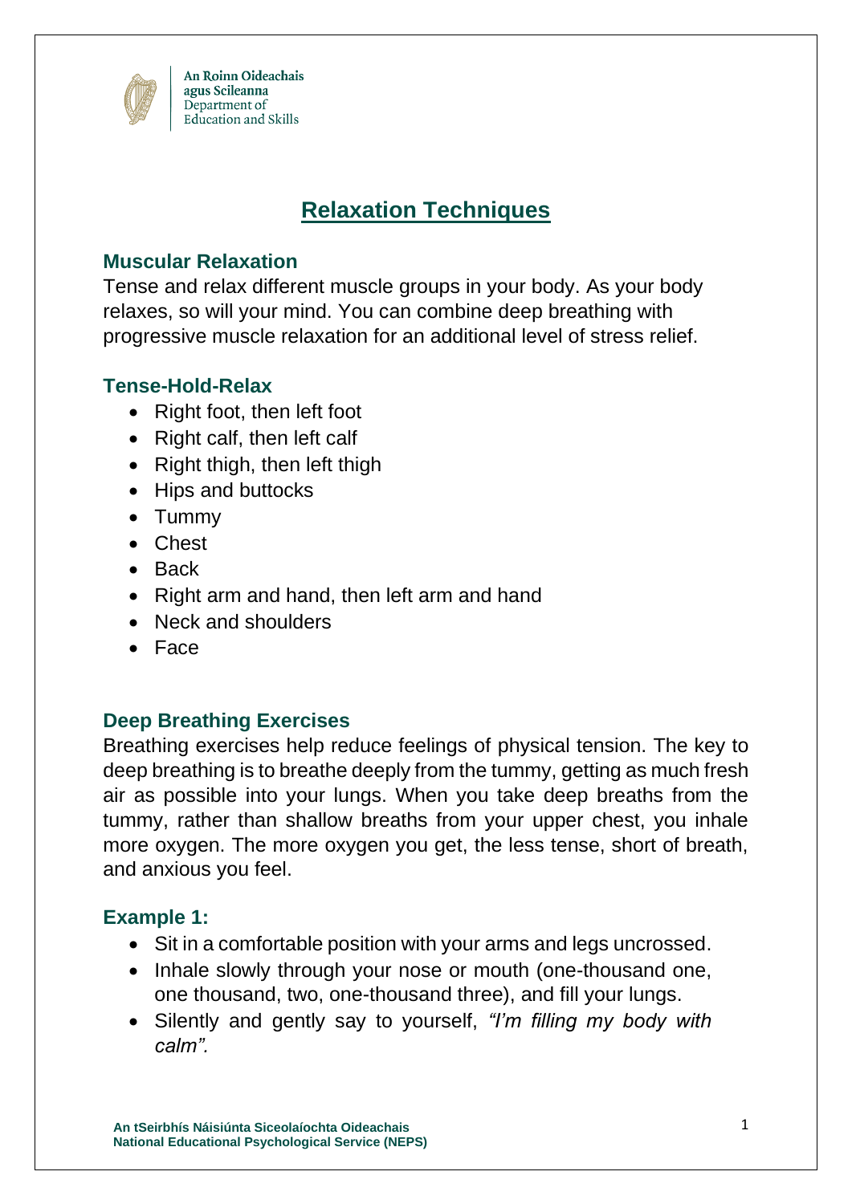An Roinn Oideachais agus Scileanna
Department of Education and Skills

# Relaxation Techniques

## Muscular Relaxation

Tense and relax different muscle groups in your body. As your body relaxes, so will your mind. You can combine deep breathing with progressive muscle relaxation for an additional level of stress relief.

### Tense-Hold-Relax

- Right foot, then left foot
- Right calf, then left calf
- Right thigh, then left thigh
- Hips and buttocks
- Tummy
- Chest
- Back
- Right arm and hand, then left arm and hand
- Neck and shoulders
- Face

## Deep Breathing Exercises

Breathing exercises help reduce feelings of physical tension. The key to deep breathing is to breathe deeply from the tummy, getting as much fresh air as possible into your lungs. When you take deep breaths from the tummy, rather than shallow breaths from your upper chest, you inhale more oxygen. The more oxygen you get, the less tense, short of breath, and anxious you feel.

### Example 1:

- Sit in a comfortable position with your arms and legs uncrossed.
- Inhale slowly through your nose or mouth (one-thousand one, one thousand, two, one-thousand three), and fill your lungs.
- Silently and gently say to yourself, *"I'm filling my body with calm".*

An tSeirbhís Náisiúnta Siceolaíochta Oideachais
National Educational Psychological Service (NEPS)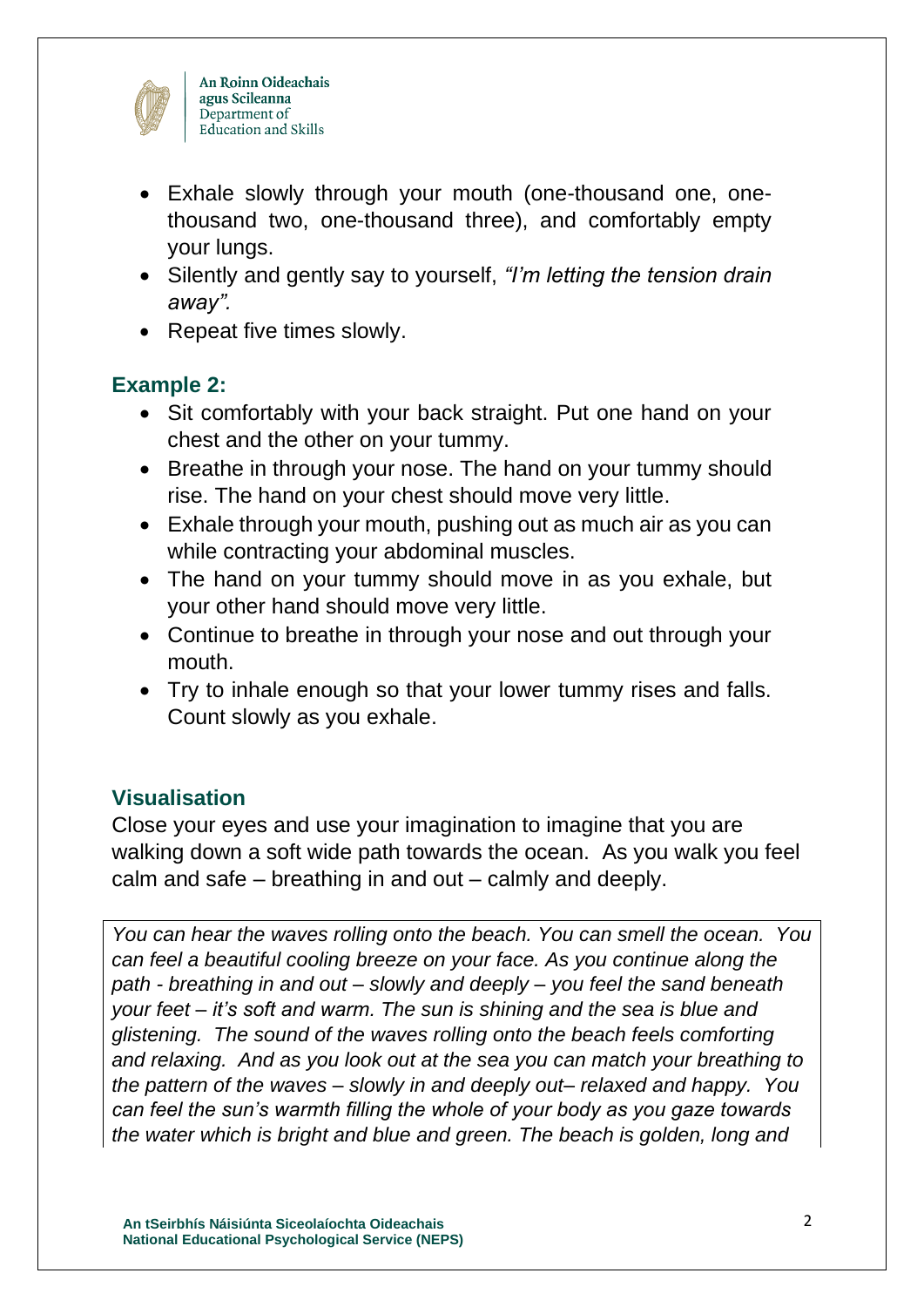- Exhale slowly through your mouth (one-thousand one, one-thousand two, one-thousand three), and comfortably empty your lungs.
- Silently and gently say to yourself, *"I'm letting the tension drain away".*
- Repeat five times slowly.

### Example 2:

- Sit comfortably with your back straight. Put one hand on your chest and the other on your tummy.
- Breathe in through your nose. The hand on your tummy should rise. The hand on your chest should move very little.
- Exhale through your mouth, pushing out as much air as you can while contracting your abdominal muscles.
- The hand on your tummy should move in as you exhale, but your other hand should move very little.
- Continue to breathe in through your nose and out through your mouth.
- Try to inhale enough so that your lower tummy rises and falls. Count slowly as you exhale.

### Visualisation

Close your eyes and use your imagination to imagine that you are walking down a soft wide path towards the ocean. As you walk you feel calm and safe – breathing in and out – calmly and deeply.

*You can hear the waves rolling onto the beach. You can smell the ocean. You can feel a beautiful cooling breeze on your face. As you continue along the path - breathing in and out – slowly and deeply – you feel the sand beneath your feet – it's soft and warm. The sun is shining and the sea is blue and glistening. The sound of the waves rolling onto the beach feels comforting and relaxing. And as you look out at the sea you can match your breathing to the pattern of the waves – slowly in and deeply out– relaxed and happy. You can feel the sun's warmth filling the whole of your body as you gaze towards the water which is bright and blue and green. The beach is golden, long and*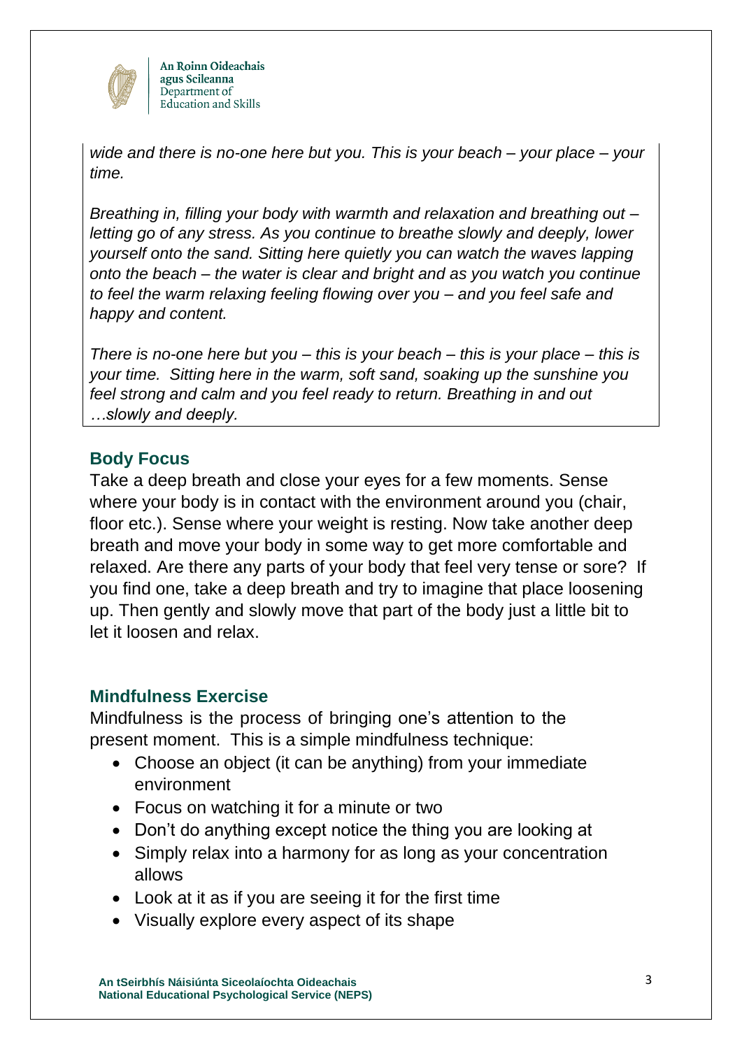*wide and there is no-one here but you. This is your beach – your place – your time.*

*Breathing in, filling your body with warmth and relaxation and breathing out – letting go of any stress. As you continue to breathe slowly and deeply, lower yourself onto the sand. Sitting here quietly you can watch the waves lapping onto the beach – the water is clear and bright and as you watch you continue to feel the warm relaxing feeling flowing over you – and you feel safe and happy and content.*

*There is no-one here but you – this is your beach – this is your place – this is your time. Sitting here in the warm, soft sand, soaking up the sunshine you feel strong and calm and you feel ready to return. Breathing in and out …slowly and deeply.*

## Body Focus

Take a deep breath and close your eyes for a few moments. Sense where your body is in contact with the environment around you (chair, floor etc.). Sense where your weight is resting. Now take another deep breath and move your body in some way to get more comfortable and relaxed. Are there any parts of your body that feel very tense or sore? If you find one, take a deep breath and try to imagine that place loosening up. Then gently and slowly move that part of the body just a little bit to let it loosen and relax.

## Mindfulness Exercise

Mindfulness is the process of bringing one's attention to the present moment. This is a simple mindfulness technique:

- Choose an object (it can be anything) from your immediate environment
- Focus on watching it for a minute or two
- Don't do anything except notice the thing you are looking at
- Simply relax into a harmony for as long as your concentration allows
- Look at it as if you are seeing it for the first time
- Visually explore every aspect of its shape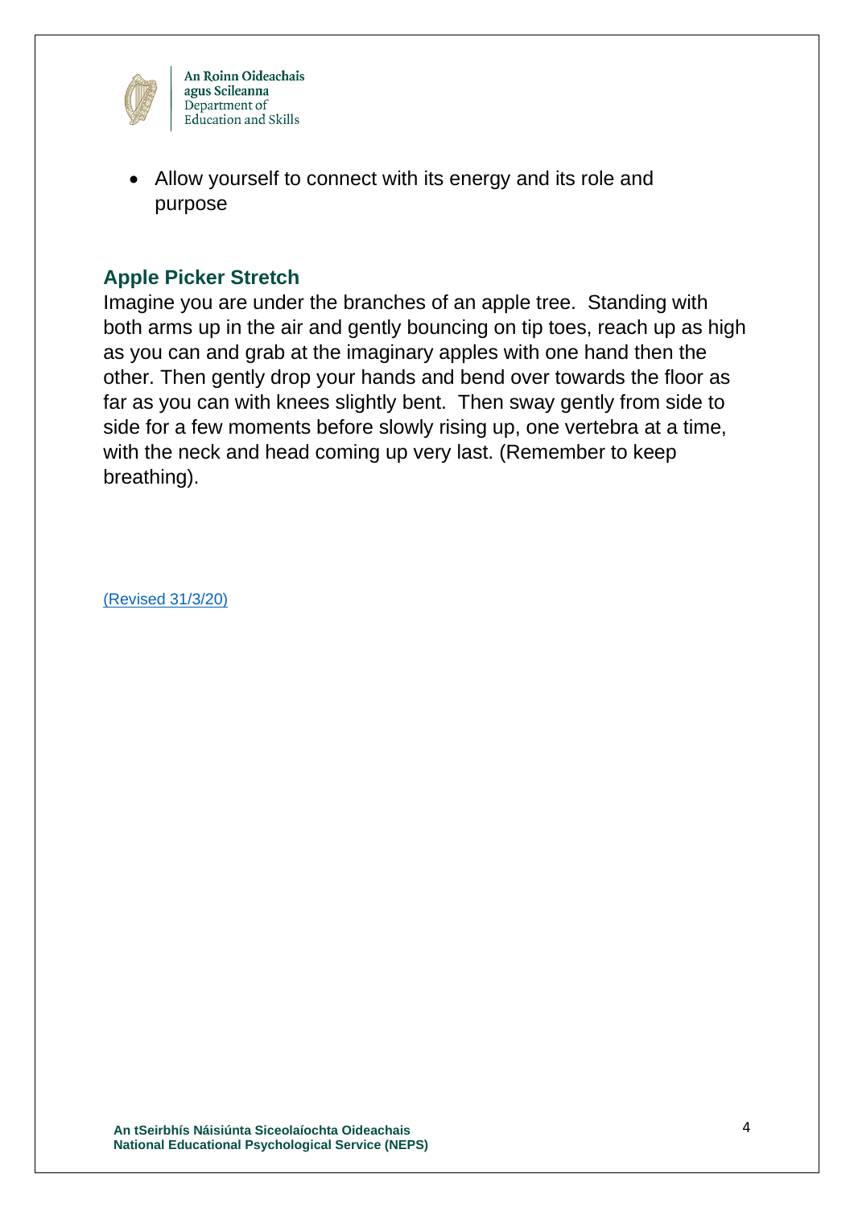- Allow yourself to connect with its energy and its role and purpose

## Apple Picker Stretch

Imagine you are under the branches of an apple tree. Standing with both arms up in the air and gently bouncing on tip toes, reach up as high as you can and grab at the imaginary apples with one hand then the other. Then gently drop your hands and bend over towards the floor as far as you can with knees slightly bent. Then sway gently from side to side for a few moments before slowly rising up, one vertebra at a time, with the neck and head coming up very last. (Remember to keep breathing).

(Revised 31/3/20)